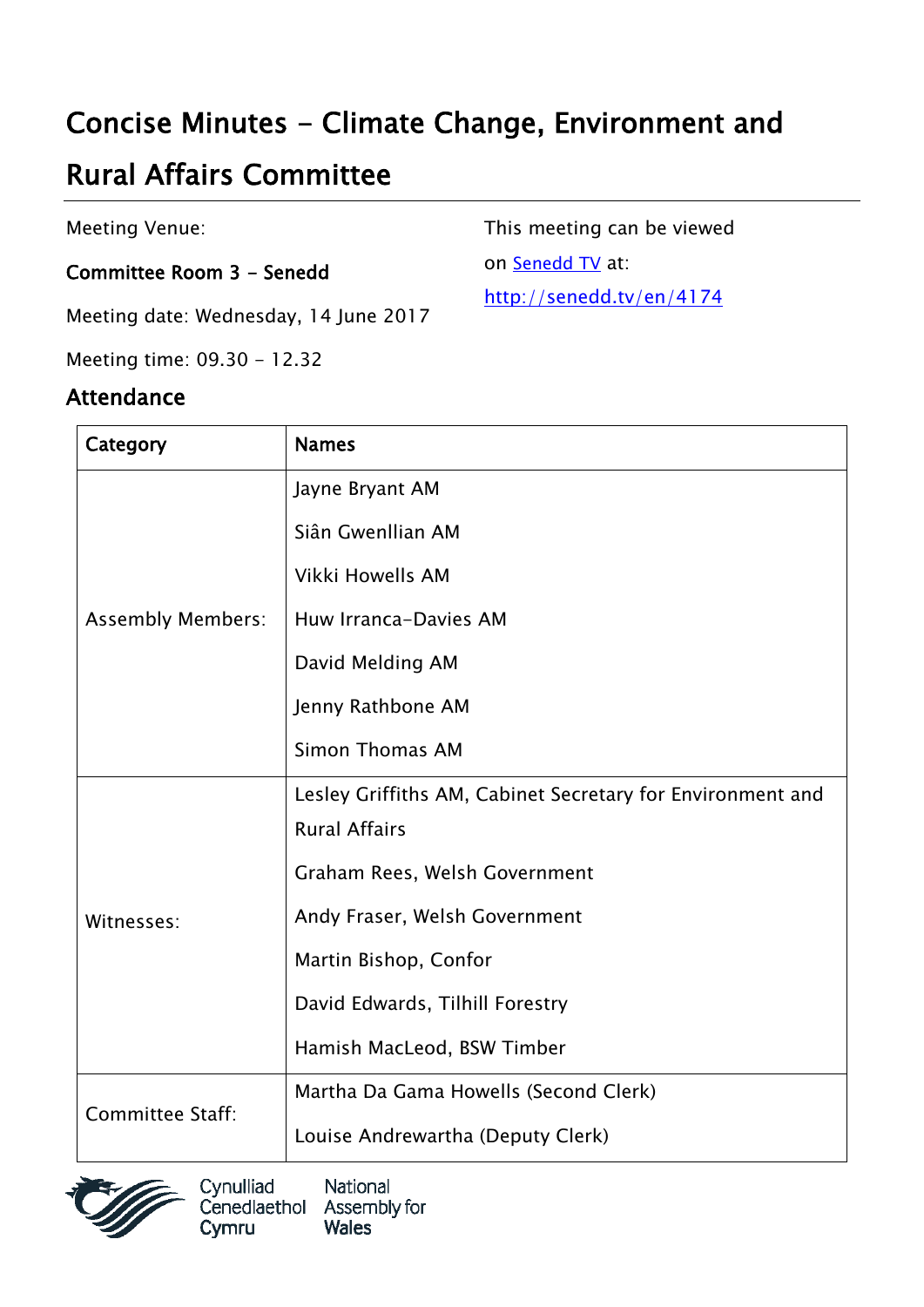# Concise Minutes - Climate Change, Environment and Rural Affairs Committee

Meeting Venue:

**Committee Room 3 - Senedd**

Meeting date: Wednesday, 14 June 2017

Meeting time: 09.30 - 12.32

This meeting can be viewed on [Senedd TV](http://senedd.tv/en/4174) at:
http://senedd.tv/en/4174

## Attendance

| Category | Names |
| --- | --- |
| Assembly Members: | Jayne Bryant AM<br>Siân Gwenllian AM<br>Vikki Howells AM<br>Huw Irranca-Davies AM<br>David Melding AM<br>Jenny Rathbone AM<br>Simon Thomas AM |
| Witnesses: | Lesley Griffiths AM, Cabinet Secretary for Environment and Rural Affairs<br>Graham Rees, Welsh Government<br>Andy Fraser, Welsh Government<br>Martin Bishop, Confor<br>David Edwards, Tilhill Forestry<br>Hamish MacLeod, BSW Timber |
| Committee Staff: | Martha Da Gama Howells (Second Clerk)<br>Louise Andrewartha (Deputy Clerk) |

Cynulliad Cenedlaethol Cymru | National Assembly for Wales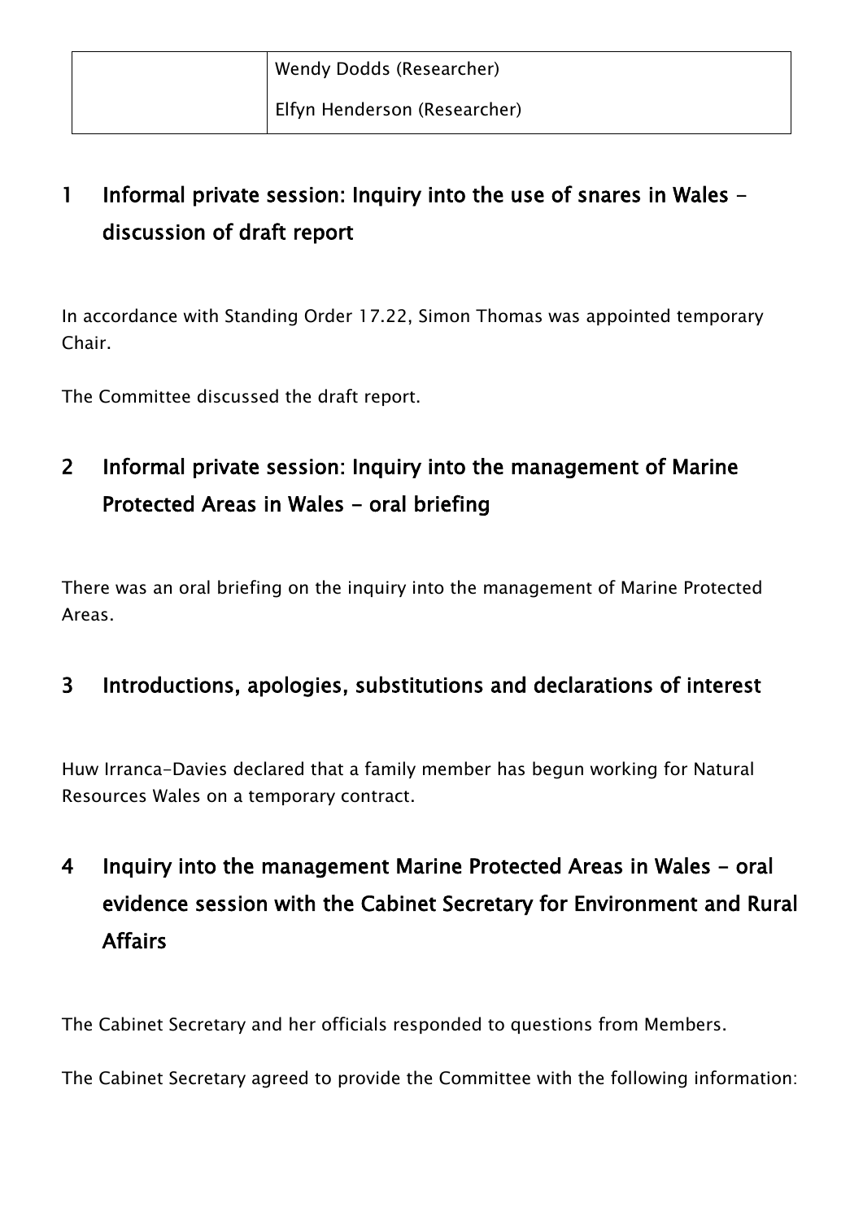| | |
|---|---|
| | Wendy Dodds (Researcher) |
| | Elfyn Henderson (Researcher) |

## 1 Informal private session: Inquiry into the use of snares in Wales - discussion of draft report

In accordance with Standing Order 17.22, Simon Thomas was appointed temporary Chair.

The Committee discussed the draft report.

## 2 Informal private session: Inquiry into the management of Marine Protected Areas in Wales - oral briefing

There was an oral briefing on the inquiry into the management of Marine Protected Areas.

## 3 Introductions, apologies, substitutions and declarations of interest

Huw Irranca-Davies declared that a family member has begun working for Natural Resources Wales on a temporary contract.

## 4 Inquiry into the management Marine Protected Areas in Wales - oral evidence session with the Cabinet Secretary for Environment and Rural Affairs

The Cabinet Secretary and her officials responded to questions from Members.

The Cabinet Secretary agreed to provide the Committee with the following information: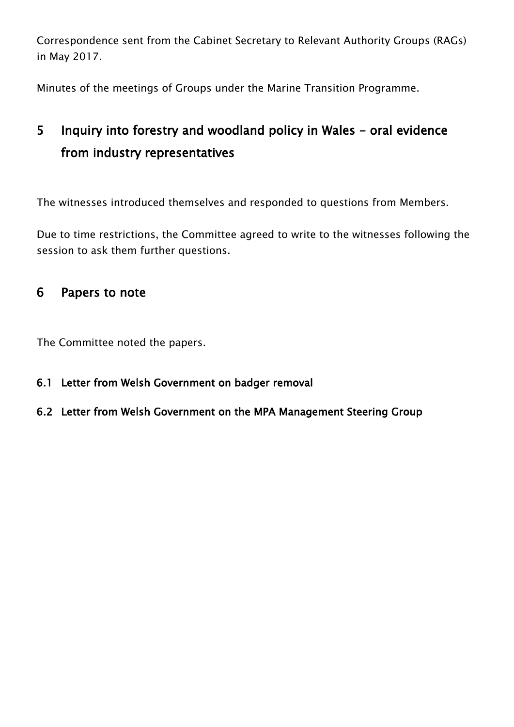Correspondence sent from the Cabinet Secretary to Relevant Authority Groups (RAGs) in May 2017.

Minutes of the meetings of Groups under the Marine Transition Programme.

## 5 Inquiry into forestry and woodland policy in Wales - oral evidence from industry representatives

The witnesses introduced themselves and responded to questions from Members.

Due to time restrictions, the Committee agreed to write to the witnesses following the session to ask them further questions.

## 6 Papers to note

The Committee noted the papers.

### 6.1 Letter from Welsh Government on badger removal

### 6.2 Letter from Welsh Government on the MPA Management Steering Group